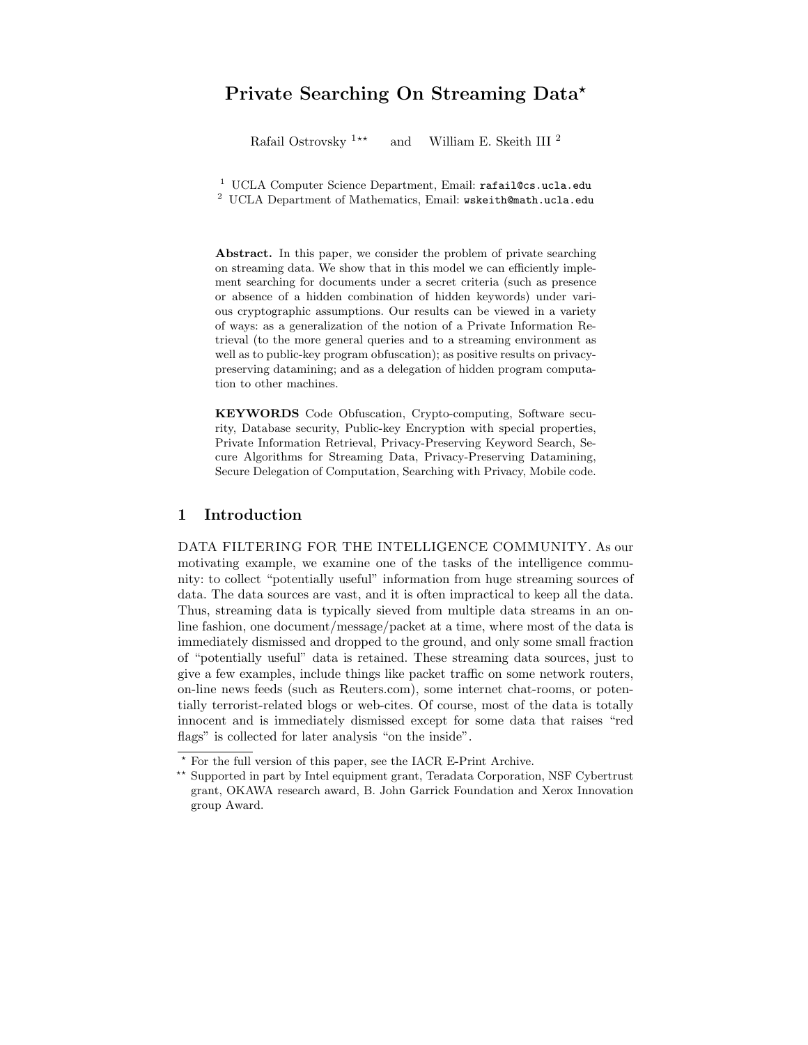# Private Searching On Streaming Data*

Rafail Ostrovsky [1**] and William E. Skeith III [2]

[1] UCLA Computer Science Department, Email: rafail@cs.ucla.edu
[2] UCLA Department of Mathematics, Email: wskeith@math.ucla.edu

**Abstract.** In this paper, we consider the problem of private searching on streaming data. We show that in this model we can efficiently implement searching for documents under a secret criteria (such as presence or absence of a hidden combination of hidden keywords) under various cryptographic assumptions. Our results can be viewed in a variety of ways: as a generalization of the notion of a Private Information Retrieval (to the more general queries and to a streaming environment as well as to public-key program obfuscation); as positive results on privacy-preserving datamining; and as a delegation of hidden program computation to other machines.

**KEYWORDS** Code Obfuscation, Crypto-computing, Software security, Database security, Public-key Encryption with special properties, Private Information Retrieval, Privacy-Preserving Keyword Search, Secure Algorithms for Streaming Data, Privacy-Preserving Datamining, Secure Delegation of Computation, Searching with Privacy, Mobile code.

## 1 Introduction

DATA FILTERING FOR THE INTELLIGENCE COMMUNITY. As our motivating example, we examine one of the tasks of the intelligence community: to collect "potentially useful" information from huge streaming sources of data. The data sources are vast, and it is often impractical to keep all the data. Thus, streaming data is typically sieved from multiple data streams in an on-line fashion, one document/message/packet at a time, where most of the data is immediately dismissed and dropped to the ground, and only some small fraction of "potentially useful" data is retained. These streaming data sources, just to give a few examples, include things like packet traffic on some network routers, on-line news feeds (such as Reuters.com), some internet chat-rooms, or potentially terrorist-related blogs or web-cites. Of course, most of the data is totally innocent and is immediately dismissed except for some data that raises "red flags" is collected for later analysis "on the inside".

* For the full version of this paper, see the IACR E-Print Archive.

** Supported in part by Intel equipment grant, Teradata Corporation, NSF Cybertrust grant, OKAWA research award, B. John Garrick Foundation and Xerox Innovation group Award.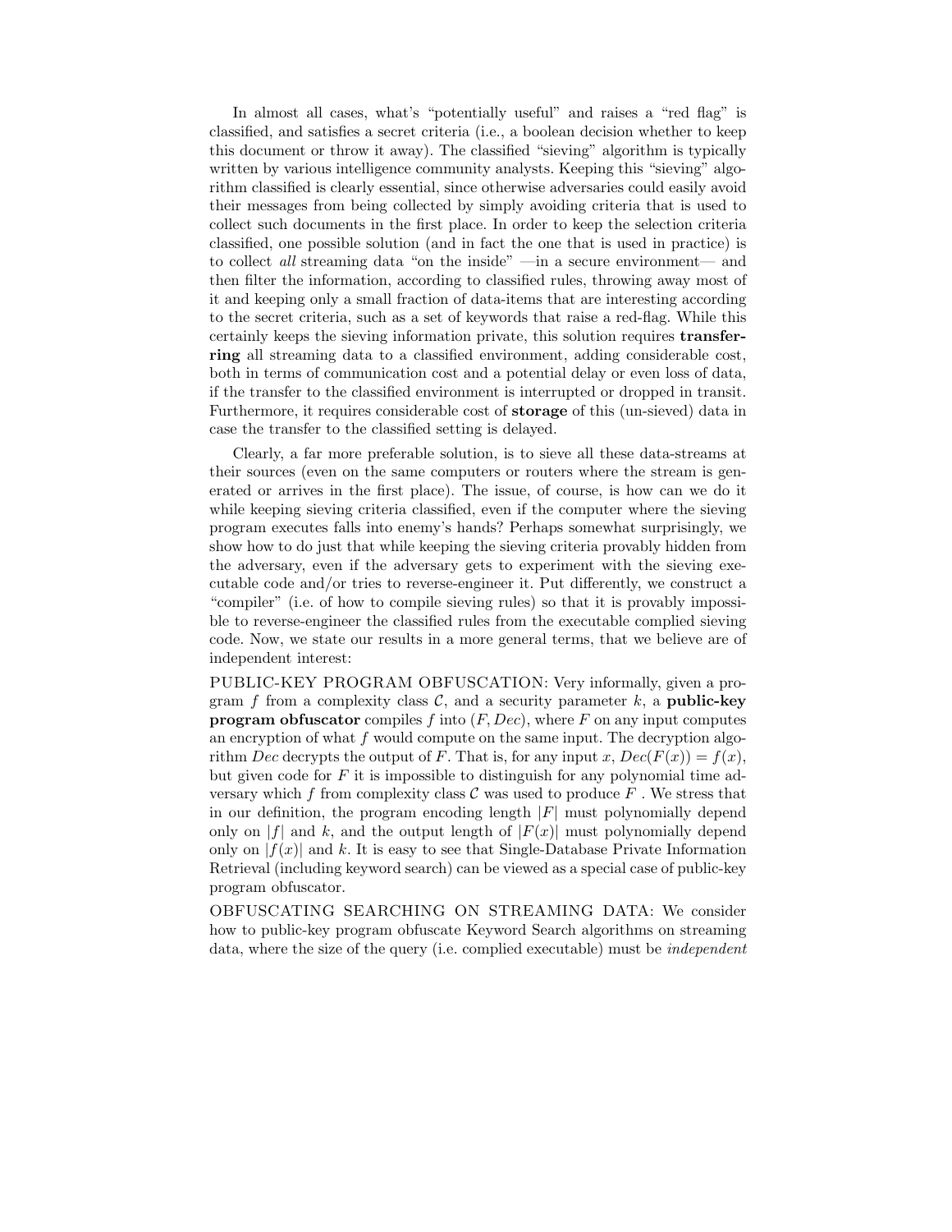In almost all cases, what's "potentially useful" and raises a "red flag" is classified, and satisfies a secret criteria (i.e., a boolean decision whether to keep this document or throw it away). The classified "sieving" algorithm is typically written by various intelligence community analysts. Keeping this "sieving" algorithm classified is clearly essential, since otherwise adversaries could easily avoid their messages from being collected by simply avoiding criteria that is used to collect such documents in the first place. In order to keep the selection criteria classified, one possible solution (and in fact the one that is used in practice) is to collect *all* streaming data "on the inside" —in a secure environment— and then filter the information, according to classified rules, throwing away most of it and keeping only a small fraction of data-items that are interesting according to the secret criteria, such as a set of keywords that raise a red-flag. While this certainly keeps the sieving information private, this solution requires **transferring** all streaming data to a classified environment, adding considerable cost, both in terms of communication cost and a potential delay or even loss of data, if the transfer to the classified environment is interrupted or dropped in transit. Furthermore, it requires considerable cost of **storage** of this (un-sieved) data in case the transfer to the classified setting is delayed.

Clearly, a far more preferable solution, is to sieve all these data-streams at their sources (even on the same computers or routers where the stream is generated or arrives in the first place). The issue, of course, is how can we do it while keeping sieving criteria classified, even if the computer where the sieving program executes falls into enemy's hands? Perhaps somewhat surprisingly, we show how to do just that while keeping the sieving criteria provably hidden from the adversary, even if the adversary gets to experiment with the sieving executable code and/or tries to reverse-engineer it. Put differently, we construct a "compiler" (i.e. of how to compile sieving rules) so that it is provably impossible to reverse-engineer the classified rules from the executable complied sieving code. Now, we state our results in a more general terms, that we believe are of independent interest:

PUBLIC-KEY PROGRAM OBFUSCATION: Very informally, given a program $f$ from a complexity class $\mathcal{C}$, and a security parameter $k$, a **public-key program obfuscator** compiles $f$ into $(F, Dec)$, where $F$ on any input computes an encryption of what $f$ would compute on the same input. The decryption algorithm $Dec$ decrypts the output of $F$. That is, for any input $x$, $Dec(F(x)) = f(x)$, but given code for $F$ it is impossible to distinguish for any polynomial time adversary which $f$ from complexity class $\mathcal{C}$ was used to produce $F$ . We stress that in our definition, the program encoding length $|F|$ must polynomially depend only on $|f|$ and $k$, and the output length of $|F(x)|$ must polynomially depend only on $|f(x)|$ and $k$. It is easy to see that Single-Database Private Information Retrieval (including keyword search) can be viewed as a special case of public-key program obfuscator.

OBFUSCATING SEARCHING ON STREAMING DATA: We consider how to public-key program obfuscate Keyword Search algorithms on streaming data, where the size of the query (i.e. complied executable) must be *independent*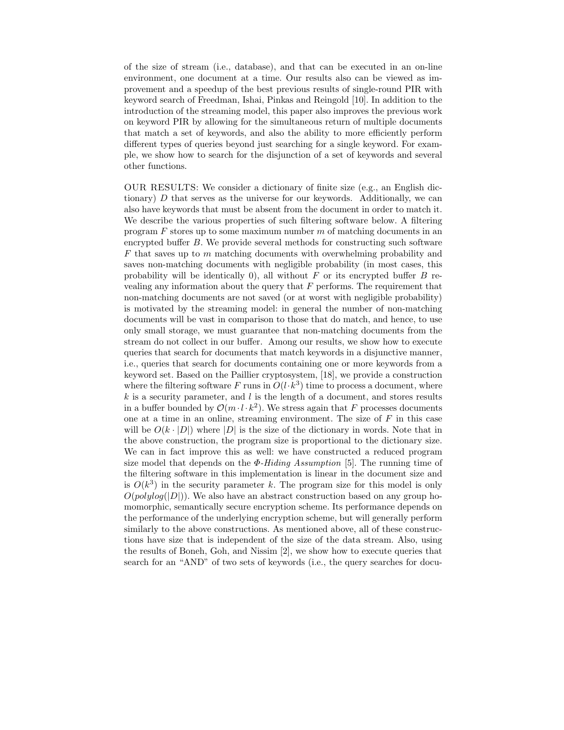of the size of stream (i.e., database), and that can be executed in an on-line environment, one document at a time. Our results also can be viewed as improvement and a speedup of the best previous results of single-round PIR with keyword search of Freedman, Ishai, Pinkas and Reingold [10]. In addition to the introduction of the streaming model, this paper also improves the previous work on keyword PIR by allowing for the simultaneous return of multiple documents that match a set of keywords, and also the ability to more efficiently perform different types of queries beyond just searching for a single keyword. For example, we show how to search for the disjunction of a set of keywords and several other functions.

OUR RESULTS: We consider a dictionary of finite size (e.g., an English dictionary) $D$ that serves as the universe for our keywords. Additionally, we can also have keywords that must be absent from the document in order to match it. We describe the various properties of such filtering software below. A filtering program $F$ stores up to some maximum number $m$ of matching documents in an encrypted buffer $B$. We provide several methods for constructing such software $F$ that saves up to $m$ matching documents with overwhelming probability and saves non-matching documents with negligible probability (in most cases, this probability will be identically 0), all without $F$ or its encrypted buffer $B$ revealing any information about the query that $F$ performs. The requirement that non-matching documents are not saved (or at worst with negligible probability) is motivated by the streaming model: in general the number of non-matching documents will be vast in comparison to those that do match, and hence, to use only small storage, we must guarantee that non-matching documents from the stream do not collect in our buffer. Among our results, we show how to execute queries that search for documents that match keywords in a disjunctive manner, i.e., queries that search for documents containing one or more keywords from a keyword set. Based on the Paillier cryptosystem, [18], we provide a construction where the filtering software $F$ runs in $O(l \cdot k^3)$ time to process a document, where $k$ is a security parameter, and $l$ is the length of a document, and stores results in a buffer bounded by $\mathcal{O}(m \cdot l \cdot k^2)$. We stress again that $F$ processes documents one at a time in an online, streaming environment. The size of $F$ in this case will be $O(k \cdot |D|)$ where $|D|$ is the size of the dictionary in words. Note that in the above construction, the program size is proportional to the dictionary size. We can in fact improve this as well: we have constructed a reduced program size model that depends on the *Φ-Hiding Assumption* [5]. The running time of the filtering software in this implementation is linear in the document size and is $O(k^3)$ in the security parameter $k$. The program size for this model is only $O(polylog(|D|))$. We also have an abstract construction based on any group homomorphic, semantically secure encryption scheme. Its performance depends on the performance of the underlying encryption scheme, but will generally perform similarly to the above constructions. As mentioned above, all of these constructions have size that is independent of the size of the data stream. Also, using the results of Boneh, Goh, and Nissim [2], we show how to execute queries that search for an "AND" of two sets of keywords (i.e., the query searches for docu-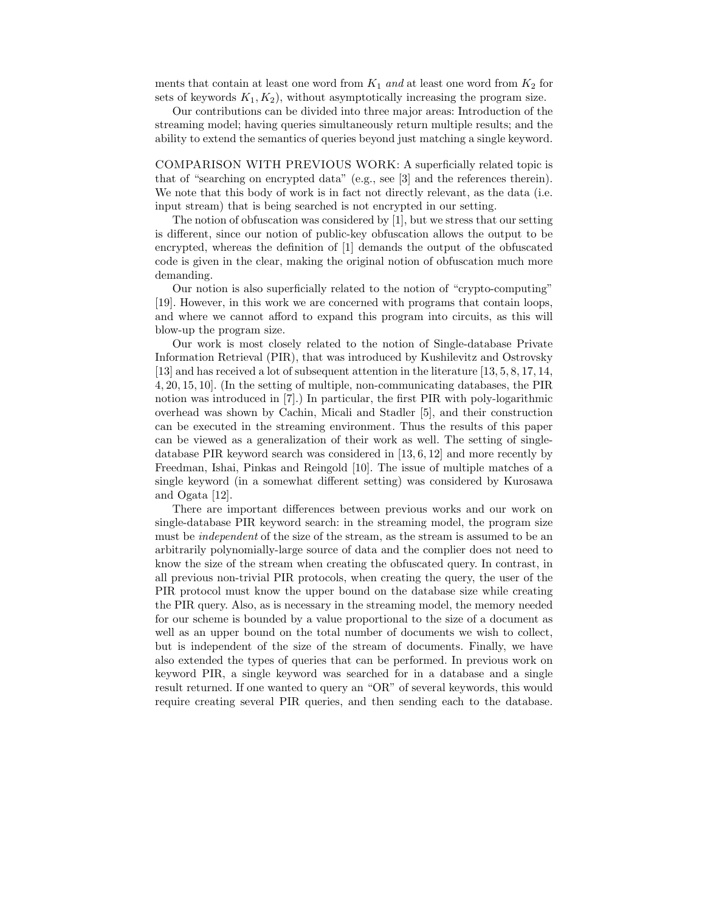ments that contain at least one word from $K_1$ *and* at least one word from $K_2$ for sets of keywords $K_1, K_2$), without asymptotically increasing the program size.

Our contributions can be divided into three major areas: Introduction of the streaming model; having queries simultaneously return multiple results; and the ability to extend the semantics of queries beyond just matching a single keyword.

COMPARISON WITH PREVIOUS WORK: A superficially related topic is that of "searching on encrypted data" (e.g., see [3] and the references therein). We note that this body of work is in fact not directly relevant, as the data (i.e. input stream) that is being searched is not encrypted in our setting.

The notion of obfuscation was considered by [1], but we stress that our setting is different, since our notion of public-key obfuscation allows the output to be encrypted, whereas the definition of [1] demands the output of the obfuscated code is given in the clear, making the original notion of obfuscation much more demanding.

Our notion is also superficially related to the notion of "crypto-computing" [19]. However, in this work we are concerned with programs that contain loops, and where we cannot afford to expand this program into circuits, as this will blow-up the program size.

Our work is most closely related to the notion of Single-database Private Information Retrieval (PIR), that was introduced by Kushilevitz and Ostrovsky [13] and has received a lot of subsequent attention in the literature [13, 5, 8, 17, 14, 4, 20, 15, 10]. (In the setting of multiple, non-communicating databases, the PIR notion was introduced in [7].) In particular, the first PIR with poly-logarithmic overhead was shown by Cachin, Micali and Stadler [5], and their construction can be executed in the streaming environment. Thus the results of this paper can be viewed as a generalization of their work as well. The setting of single-database PIR keyword search was considered in [13, 6, 12] and more recently by Freedman, Ishai, Pinkas and Reingold [10]. The issue of multiple matches of a single keyword (in a somewhat different setting) was considered by Kurosawa and Ogata [12].

There are important differences between previous works and our work on single-database PIR keyword search: in the streaming model, the program size must be *independent* of the size of the stream, as the stream is assumed to be an arbitrarily polynomially-large source of data and the complier does not need to know the size of the stream when creating the obfuscated query. In contrast, in all previous non-trivial PIR protocols, when creating the query, the user of the PIR protocol must know the upper bound on the database size while creating the PIR query. Also, as is necessary in the streaming model, the memory needed for our scheme is bounded by a value proportional to the size of a document as well as an upper bound on the total number of documents we wish to collect, but is independent of the size of the stream of documents. Finally, we have also extended the types of queries that can be performed. In previous work on keyword PIR, a single keyword was searched for in a database and a single result returned. If one wanted to query an "OR" of several keywords, this would require creating several PIR queries, and then sending each to the database.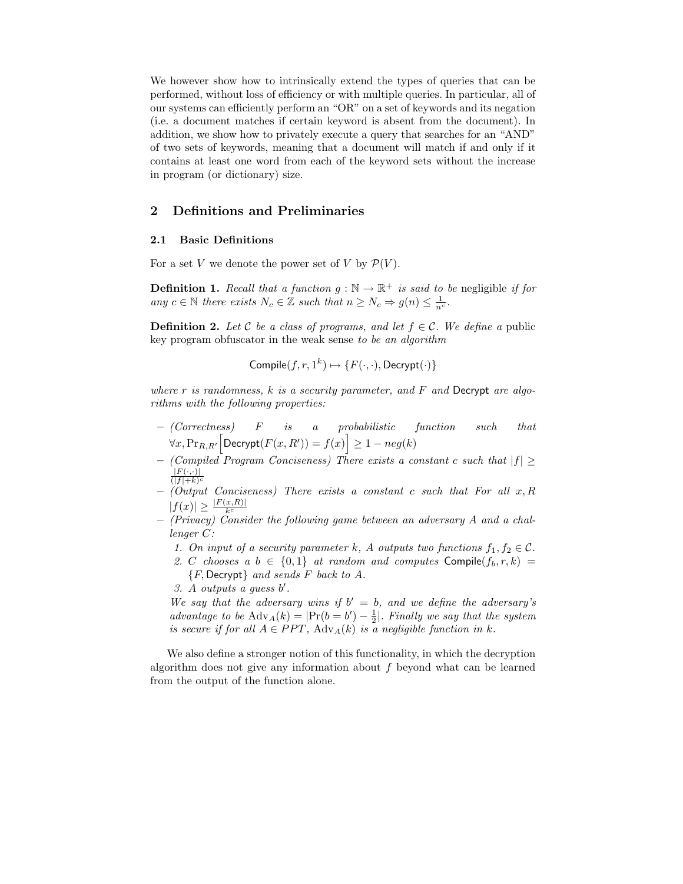We however show how to intrinsically extend the types of queries that can be performed, without loss of efficiency or with multiple queries. In particular, all of our systems can efficiently perform an "OR" on a set of keywords and its negation (i.e. a document matches if certain keyword is absent from the document). In addition, we show how to privately execute a query that searches for an "AND" of two sets of keywords, meaning that a document will match if and only if it contains at least one word from each of the keyword sets without the increase in program (or dictionary) size.

## 2 Definitions and Preliminaries

### 2.1 Basic Definitions

For a set $V$ we denote the power set of $V$ by $\mathcal{P}(V)$.

**Definition 1.** *Recall that a function $g : \mathbb{N} \to \mathbb{R}^+$ is said to be* negligible *if for any $c \in \mathbb{N}$ there exists $N_c \in \mathbb{Z}$ such that $n \geq N_c \Rightarrow g(n) \leq \frac{1}{n^c}$.*

**Definition 2.** *Let $\mathcal{C}$ be a class of programs, and let $f \in \mathcal{C}$. We define a* public key program obfuscator in the weak sense *to be an algorithm*

$$\mathsf{Compile}(f, r, 1^k) \mapsto \{F(\cdot,\cdot), \mathsf{Decrypt}(\cdot)\}$$

*where $r$ is randomness, $k$ is a security parameter, and $F$ and* Decrypt *are algorithms with the following properties:*

- *(Correctness) $F$ is a probabilistic function such that $\forall x, \Pr_{R,R'}\Big[\mathsf{Decrypt}(F(x, R')) = f(x)\Big] \geq 1 - neg(k)$*
- *(Compiled Program Conciseness) There exists a constant $c$ such that $|f| \geq \frac{|F(\cdot,\cdot)|}{(|f|+k)^c}$*
- *(Output Conciseness) There exists a constant $c$ such that For all $x, R$ $|f(x)| \geq \frac{|F(x,R)|}{k^c}$*
- *(Privacy) Consider the following game between an adversary $A$ and a challenger $C$:*
  1. *On input of a security parameter $k$, $A$ outputs two functions $f_1, f_2 \in \mathcal{C}$.*
  2. *$C$ chooses a $b \in \{0, 1\}$ at random and computes $\mathsf{Compile}(f_b, r, k) = \{F, \mathsf{Decrypt}\}$ and sends $F$ back to $A$.*
  3. *$A$ outputs a guess $b'$.*

  *We say that the adversary wins if $b' = b$, and we define the adversary's advantage to be $\mathrm{Adv}_A(k) = |\Pr(b = b') - \frac{1}{2}|$. Finally we say that the system is secure if for all $A \in PPT$, $\mathrm{Adv}_A(k)$ is a negligible function in $k$.*

We also define a stronger notion of this functionality, in which the decryption algorithm does not give any information about $f$ beyond what can be learned from the output of the function alone.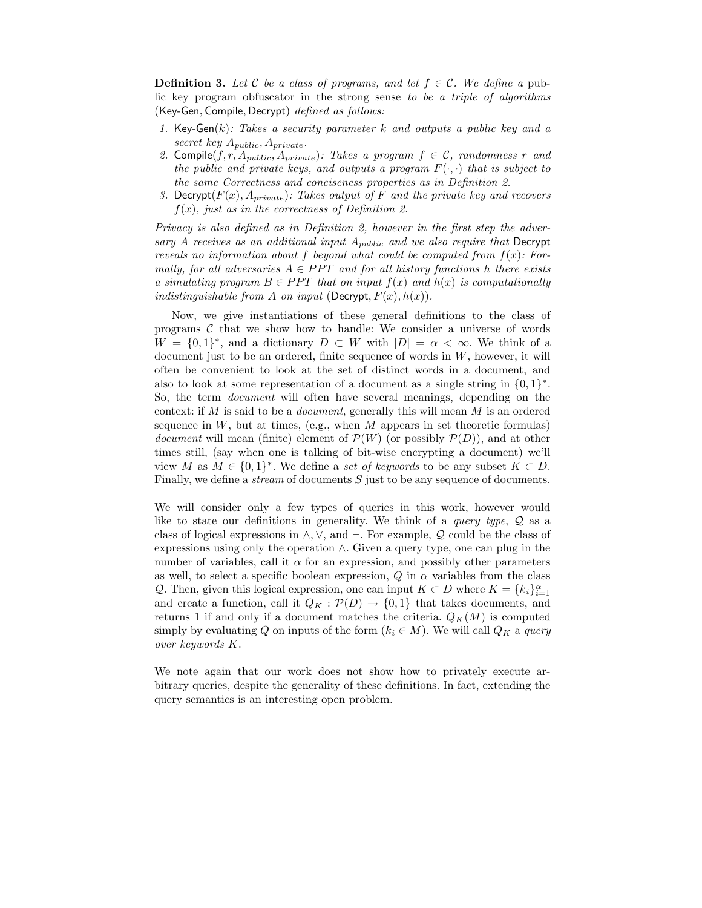**Definition 3.** *Let $\mathcal{C}$ be a class of programs, and let $f \in \mathcal{C}$. We define a* public key program obfuscator in the strong sense *to be a triple of algorithms* (Key-Gen, Compile, Decrypt) *defined as follows:*

1. Key-Gen$(k)$*: Takes a security parameter $k$ and outputs a public key and a secret key $A_{public}, A_{private}$.*
2. Compile$(f, r, A_{public}, A_{private})$*: Takes a program $f \in \mathcal{C}$, randomness $r$ and the public and private keys, and outputs a program $F(\cdot,\cdot)$ that is subject to the same Correctness and conciseness properties as in Definition 2.*
3. Decrypt$(F(x), A_{private})$*: Takes output of $F$ and the private key and recovers $f(x)$, just as in the correctness of Definition 2.*

*Privacy is also defined as in Definition 2, however in the first step the adversary $A$ receives as an additional input $A_{public}$ and we also require that* Decrypt *reveals no information about $f$ beyond what could be computed from $f(x)$: Formally, for all adversaries $A \in PPT$ and for all history functions $h$ there exists a simulating program $B \in PPT$ that on input $f(x)$ and $h(x)$ is computationally indistinguishable from $A$ on input* (Decrypt, $F(x), h(x)$)*.*

Now, we give instantiations of these general definitions to the class of programs $\mathcal{C}$ that we show how to handle: We consider a universe of words $W = \{0,1\}^*$, and a dictionary $D \subset W$ with $|D| = \alpha < \infty$. We think of a document just to be an ordered, finite sequence of words in $W$, however, it will often be convenient to look at the set of distinct words in a document, and also to look at some representation of a document as a single string in $\{0,1\}^*$. So, the term *document* will often have several meanings, depending on the context: if $M$ is said to be a *document*, generally this will mean $M$ is an ordered sequence in $W$, but at times, (e.g., when $M$ appears in set theoretic formulas) *document* will mean (finite) element of $\mathcal{P}(W)$ (or possibly $\mathcal{P}(D)$), and at other times still, (say when one is talking of bit-wise encrypting a document) we'll view $M$ as $M \in \{0,1\}^*$. We define a *set of keywords* to be any subset $K \subset D$. Finally, we define a *stream* of documents $S$ just to be any sequence of documents.

We will consider only a few types of queries in this work, however would like to state our definitions in generality. We think of a *query type*, $\mathcal{Q}$ as a class of logical expressions in $\wedge, \vee$, and $\neg$. For example, $\mathcal{Q}$ could be the class of expressions using only the operation $\wedge$. Given a query type, one can plug in the number of variables, call it $\alpha$ for an expression, and possibly other parameters as well, to select a specific boolean expression, $Q$ in $\alpha$ variables from the class $\mathcal{Q}$. Then, given this logical expression, one can input $K \subset D$ where $K = \{k_i\}_{i=1}^{\alpha}$ and create a function, call it $Q_K : \mathcal{P}(D) \rightarrow \{0,1\}$ that takes documents, and returns 1 if and only if a document matches the criteria. $Q_K(M)$ is computed simply by evaluating $Q$ on inputs of the form $(k_i \in M)$. We will call $Q_K$ a *query over keywords $K$*.

We note again that our work does not show how to privately execute arbitrary queries, despite the generality of these definitions. In fact, extending the query semantics is an interesting open problem.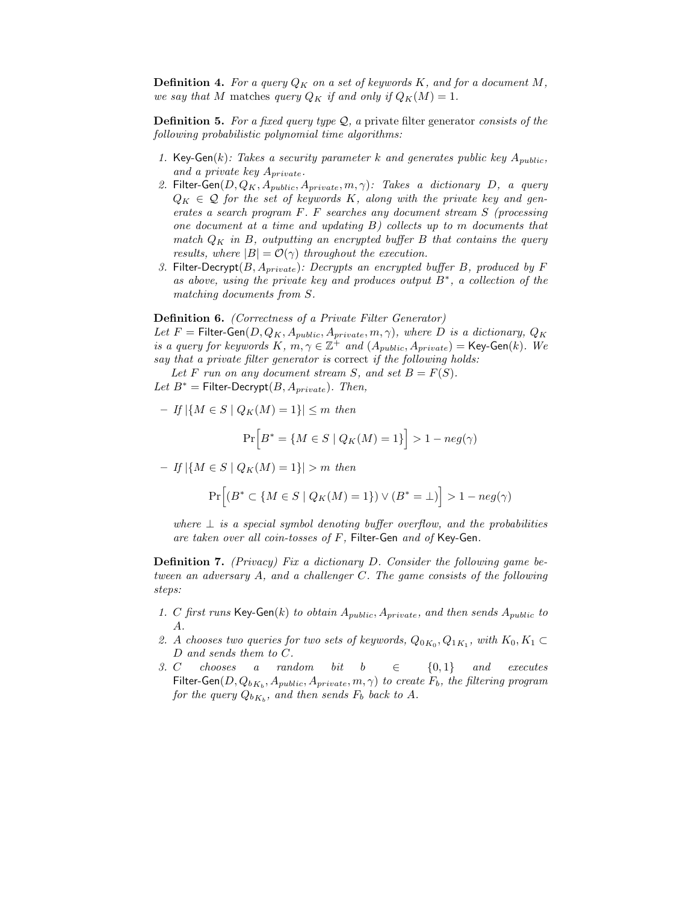**Definition 4.** *For a query $Q_K$ on a set of keywords $K$, and for a document $M$, we say that $M$* matches *query $Q_K$ if and only if $Q_K(M) = 1$.*

**Definition 5.** *For a fixed query type $\mathcal{Q}$, a* private filter generator *consists of the following probabilistic polynomial time algorithms:*

1. Key-Gen$(k)$*: Takes a security parameter $k$ and generates public key $A_{public}$, and a private key $A_{private}$.*
2. Filter-Gen$(D, Q_K, A_{public}, A_{private}, m, \gamma)$*: Takes a dictionary $D$, a query $Q_K \in \mathcal{Q}$ for the set of keywords $K$, along with the private key and generates a search program $F$. $F$ searches any document stream $S$ (processing one document at a time and updating $B$) collects up to $m$ documents that match $Q_K$ in $B$, outputting an encrypted buffer $B$ that contains the query results, where $|B| = \mathcal{O}(\gamma)$ throughout the execution.*
3. Filter-Decrypt$(B, A_{private})$*: Decrypts an encrypted buffer $B$, produced by $F$ as above, using the private key and produces output $B^*$, a collection of the matching documents from $S$.*

**Definition 6.** *(Correctness of a Private Filter Generator)*
*Let $F =$ Filter-Gen$(D, Q_K, A_{public}, A_{private}, m, \gamma)$, where $D$ is a dictionary, $Q_K$ is a query for keywords $K$, $m, \gamma \in \mathbb{Z}^+$ and $(A_{public}, A_{private}) =$ Key-Gen$(k)$. We say that a private filter generator is* correct *if the following holds:*

*Let $F$ run on any document stream $S$, and set $B = F(S)$.*
*Let $B^* =$ Filter-Decrypt$(B, A_{private})$. Then,*

– *If $|\{M \in S \mid Q_K(M) = 1\}| \leq m$ then*

$$\Pr\Big[B^* = \{M \in S \mid Q_K(M) = 1\}\Big] > 1 - neg(\gamma)$$

– *If $|\{M \in S \mid Q_K(M) = 1\}| > m$ then*

$$\Pr\Big[(B^* \subset \{M \in S \mid Q_K(M) = 1\}) \vee (B^* = \bot)\Big] > 1 - neg(\gamma)$$

*where $\bot$ is a special symbol denoting buffer overflow, and the probabilities are taken over all coin-tosses of $F$,* Filter-Gen *and of* Key-Gen*.*

**Definition 7.** *(Privacy) Fix a dictionary $D$. Consider the following game between an adversary $A$, and a challenger $C$. The game consists of the following steps:*

1. *$C$ first runs* Key-Gen$(k)$ *to obtain $A_{public}, A_{private}$, and then sends $A_{public}$ to $A$.*
2. *$A$ chooses two queries for two sets of keywords, $Q_{0K_0}, Q_{1K_1}$, with $K_0, K_1 \subset D$ and sends them to $C$.*
3. *$C$ chooses a random bit $b \in \{0,1\}$ and executes* Filter-Gen$(D, Q_{bK_b}, A_{public}, A_{private}, m, \gamma)$ *to create $F_b$, the filtering program for the query $Q_{bK_b}$, and then sends $F_b$ back to $A$.*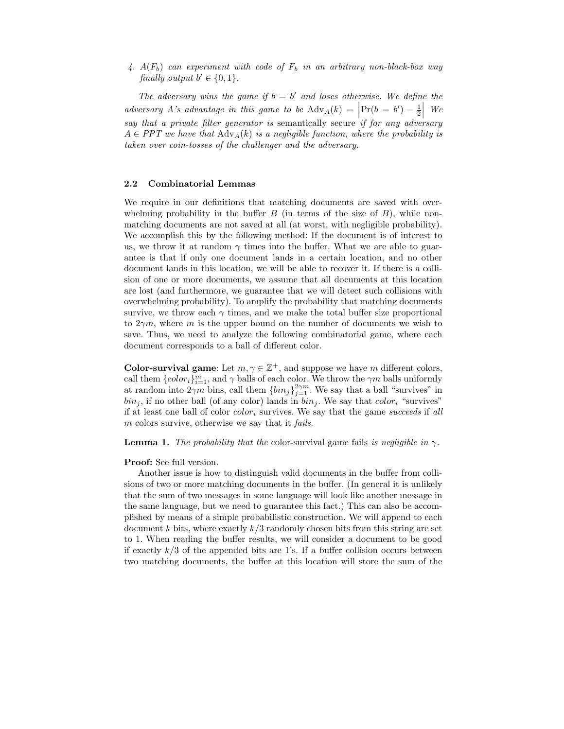4. *$A(F_b)$ can experiment with code of $F_b$ in an arbitrary non-black-box way finally output $b' \in \{0,1\}$.*

*The adversary wins the game if $b = b'$ and loses otherwise. We define the adversary $A$'s advantage in this game to be $\mathrm{Adv}_A(k) = \left|\Pr(b = b') - \frac{1}{2}\right|$ We say that a private filter generator is* semantically secure *if for any adversary $A \in PPT$ we have that $\mathrm{Adv}_A(k)$ is a negligible function, where the probability is taken over coin-tosses of the challenger and the adversary.*

### 2.2 Combinatorial Lemmas

We require in our definitions that matching documents are saved with overwhelming probability in the buffer $B$ (in terms of the size of $B$), while non-matching documents are not saved at all (at worst, with negligible probability). We accomplish this by the following method: If the document is of interest to us, we throw it at random $\gamma$ times into the buffer. What we are able to guarantee is that if only one document lands in a certain location, and no other document lands in this location, we will be able to recover it. If there is a collision of one or more documents, we assume that all documents at this location are lost (and furthermore, we guarantee that we will detect such collisions with overwhelming probability). To amplify the probability that matching documents survive, we throw each $\gamma$ times, and we make the total buffer size proportional to $2\gamma m$, where $m$ is the upper bound on the number of documents we wish to save. Thus, we need to analyze the following combinatorial game, where each document corresponds to a ball of different color.

**Color-survival game**: Let $m, \gamma \in \mathbb{Z}^+$, and suppose we have $m$ different colors, call them $\{color_i\}_{i=1}^m$, and $\gamma$ balls of each color. We throw the $\gamma m$ balls uniformly at random into $2\gamma m$ bins, call them $\{bin_j\}_{j=1}^{2\gamma m}$. We say that a ball "survives" in $bin_j$, if no other ball (of any color) lands in $bin_j$. We say that $color_i$ "survives" if at least one ball of color $color_i$ survives. We say that the game *succeeds* if *all* $m$ colors survive, otherwise we say that it *fails*.

**Lemma 1.** *The probability that the* color-survival game fails *is negligible in $\gamma$.*

**Proof:** See full version.

Another issue is how to distinguish valid documents in the buffer from collisions of two or more matching documents in the buffer. (In general it is unlikely that the sum of two messages in some language will look like another message in the same language, but we need to guarantee this fact.) This can also be accomplished by means of a simple probabilistic construction. We will append to each document $k$ bits, where exactly $k/3$ randomly chosen bits from this string are set to 1. When reading the buffer results, we will consider a document to be good if exactly $k/3$ of the appended bits are 1's. If a buffer collision occurs between two matching documents, the buffer at this location will store the sum of the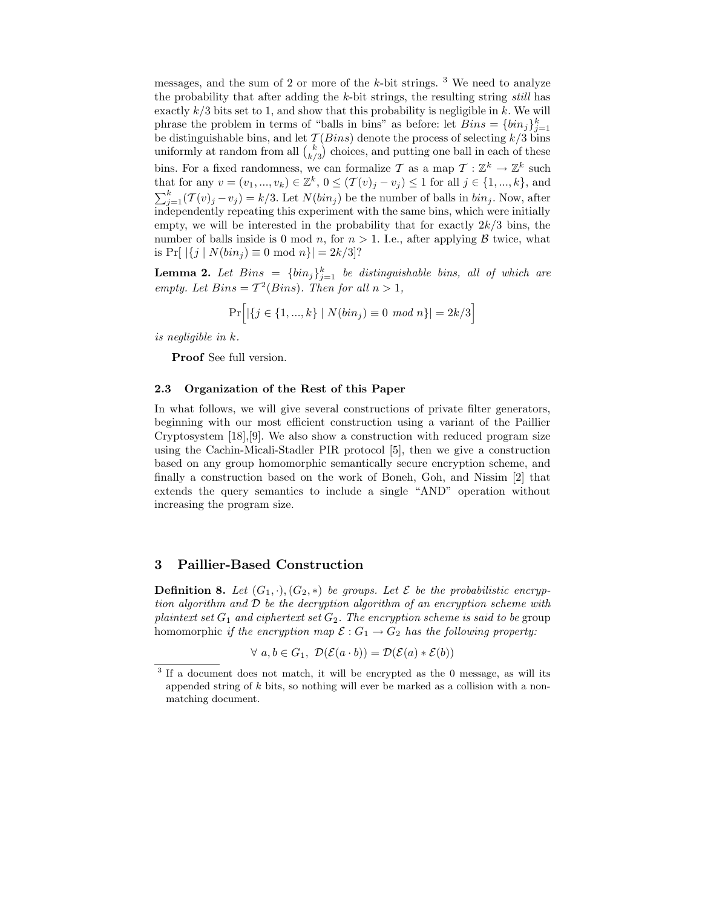messages, and the sum of 2 or more of the $k$-bit strings. [3] We need to analyze the probability that after adding the $k$-bit strings, the resulting string *still* has exactly $k/3$ bits set to 1, and show that this probability is negligible in $k$. We will phrase the problem in terms of "balls in bins" as before: let $Bins = \{bin_j\}_{j=1}^k$ be distinguishable bins, and let $\mathcal{T}(Bins)$ denote the process of selecting $k/3$ bins uniformly at random from all $\binom{k}{k/3}$ choices, and putting one ball in each of these bins. For a fixed randomness, we can formalize $\mathcal{T}$ as a map $\mathcal{T} : \mathbb{Z}^k \to \mathbb{Z}^k$ such that for any $v = (v_1, ..., v_k) \in \mathbb{Z}^k$, $0 \le (\mathcal{T}(v)_j - v_j) \le 1$ for all $j \in \{1, ..., k\}$, and $\sum_{j=1}^k (\mathcal{T}(v)_j - v_j) = k/3$. Let $N(bin_j)$ be the number of balls in $bin_j$. Now, after independently repeating this experiment with the same bins, which were initially empty, we will be interested in the probability that for exactly $2k/3$ bins, the number of balls inside is 0 mod $n$, for $n > 1$. I.e., after applying $\mathcal{B}$ twice, what is $\Pr[\,|\{j \mid N(bin_j) \equiv 0 \bmod n\}| = 2k/3]$?

**Lemma 2.** *Let $Bins = \{bin_j\}_{j=1}^k$ be distinguishable bins, all of which are empty. Let $Bins = \mathcal{T}^2(Bins)$. Then for all $n > 1$,*

$$\Pr\Big[|\{j \in \{1, ..., k\} \mid N(bin_j) \equiv 0 \ mod\ n\}| = 2k/3\Big]$$

*is negligible in $k$.*

**Proof** See full version.

### 2.3 Organization of the Rest of this Paper

In what follows, we will give several constructions of private filter generators, beginning with our most efficient construction using a variant of the Paillier Cryptosystem [18],[9]. We also show a construction with reduced program size using the Cachin-Micali-Stadler PIR protocol [5], then we give a construction based on any group homomorphic semantically secure encryption scheme, and finally a construction based on the work of Boneh, Goh, and Nissim [2] that extends the query semantics to include a single "AND" operation without increasing the program size.

## 3 Paillier-Based Construction

**Definition 8.** *Let $(G_1, \cdot), (G_2, *)$ be groups. Let $\mathcal{E}$ be the probabilistic encryption algorithm and $\mathcal{D}$ be the decryption algorithm of an encryption scheme with plaintext set $G_1$ and ciphertext set $G_2$. The encryption scheme is said to be* group homomorphic *if the encryption map $\mathcal{E} : G_1 \to G_2$ has the following property:*

$$\forall\ a, b \in G_1,\ \mathcal{D}(\mathcal{E}(a \cdot b)) = \mathcal{D}(\mathcal{E}(a) * \mathcal{E}(b))$$

[3] If a document does not match, it will be encrypted as the 0 message, as will its appended string of $k$ bits, so nothing will ever be marked as a collision with a non-matching document.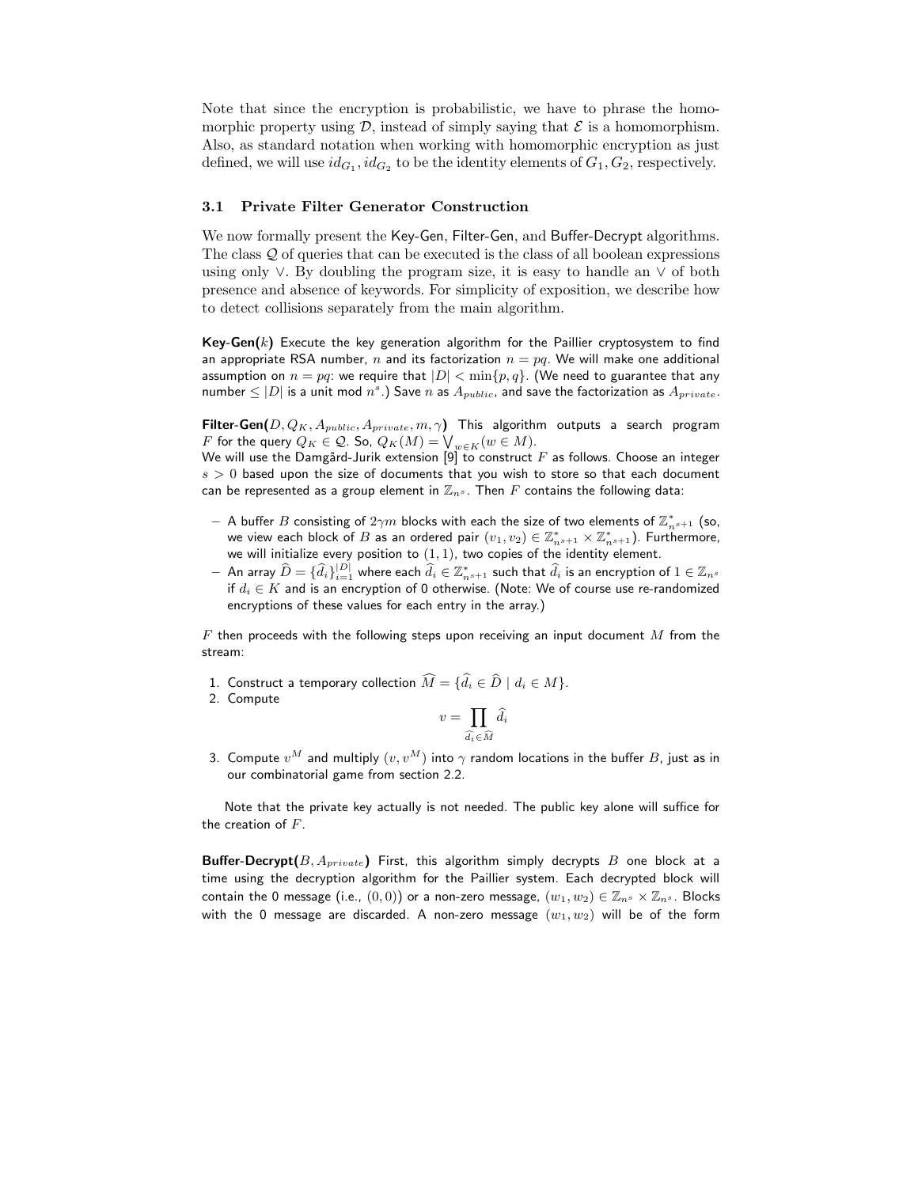Note that since the encryption is probabilistic, we have to phrase the homomorphic property using $\mathcal{D}$, instead of simply saying that $\mathcal{E}$ is a homomorphism. Also, as standard notation when working with homomorphic encryption as just defined, we will use $id_{G_1}, id_{G_2}$ to be the identity elements of $G_1, G_2$, respectively.

### 3.1 Private Filter Generator Construction

We now formally present the Key-Gen, Filter-Gen, and Buffer-Decrypt algorithms. The class $\mathcal{Q}$ of queries that can be executed is the class of all boolean expressions using only $\vee$. By doubling the program size, it is easy to handle an $\vee$ of both presence and absence of keywords. For simplicity of exposition, we describe how to detect collisions separately from the main algorithm.

**Key-Gen($k$)** Execute the key generation algorithm for the Paillier cryptosystem to find an appropriate RSA number, $n$ and its factorization $n = pq$. We will make one additional assumption on $n = pq$: we require that $|D| < \min\{p, q\}$. (We need to guarantee that any number $\leq |D|$ is a unit mod $n^s$.) Save $n$ as $A_{public}$, and save the factorization as $A_{private}$.

**Filter-Gen($D, Q_K, A_{public}, A_{private}, m, \gamma$)** This algorithm outputs a search program $F$ for the query $Q_K \in \mathcal{Q}$. So, $Q_K(M) = \bigvee_{w \in K}(w \in M)$.
We will use the Damgård-Jurik extension [9] to construct $F$ as follows. Choose an integer $s > 0$ based upon the size of documents that you wish to store so that each document can be represented as a group element in $\mathbb{Z}_{n^s}$. Then $F$ contains the following data:

- A buffer $B$ consisting of $2\gamma m$ blocks with each the size of two elements of $\mathbb{Z}^*_{n^{s+1}}$ (so, we view each block of $B$ as an ordered pair $(v_1, v_2) \in \mathbb{Z}^*_{n^{s+1}} \times \mathbb{Z}^*_{n^{s+1}}$). Furthermore, we will initialize every position to $(1, 1)$, two copies of the identity element.
- An array $\widehat{D} = \{\widehat{d}_i\}_{i=1}^{|D|}$ where each $\widehat{d}_i \in \mathbb{Z}^*_{n^{s+1}}$ such that $\widehat{d}_i$ is an encryption of $1 \in \mathbb{Z}_{n^s}$ if $d_i \in K$ and is an encryption of 0 otherwise. (Note: We of course use re-randomized encryptions of these values for each entry in the array.)

$F$ then proceeds with the following steps upon receiving an input document $M$ from the stream:

1. Construct a temporary collection $\widehat{M} = \{\widehat{d}_i \in \widehat{D} \mid d_i \in M\}$.
2. Compute
$$v = \prod_{\widehat{d}_i \in \widehat{M}} \widehat{d}_i$$
3. Compute $v^M$ and multiply $(v, v^M)$ into $\gamma$ random locations in the buffer $B$, just as in our combinatorial game from section 2.2.

Note that the private key actually is not needed. The public key alone will suffice for the creation of $F$.

**Buffer-Decrypt($B, A_{private}$)** First, this algorithm simply decrypts $B$ one block at a time using the decryption algorithm for the Paillier system. Each decrypted block will contain the 0 message (i.e., $(0, 0)$) or a non-zero message, $(w_1, w_2) \in \mathbb{Z}_{n^s} \times \mathbb{Z}_{n^s}$. Blocks with the 0 message are discarded. A non-zero message $(w_1, w_2)$ will be of the form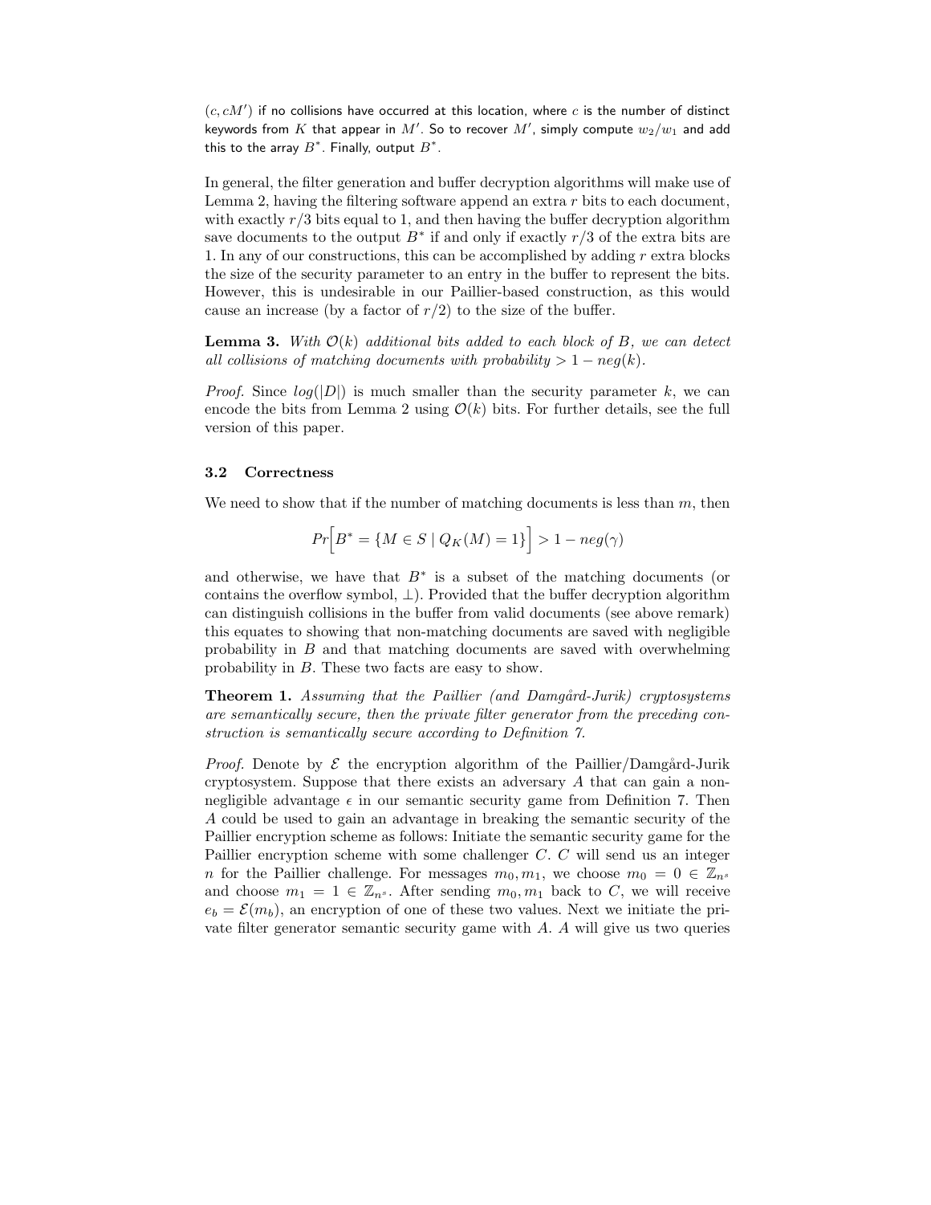$(c, cM')$ if no collisions have occurred at this location, where $c$ is the number of distinct keywords from $K$ that appear in $M'$. So to recover $M'$, simply compute $w_2/w_1$ and add this to the array $B^*$. Finally, output $B^*$.

In general, the filter generation and buffer decryption algorithms will make use of Lemma 2, having the filtering software append an extra $r$ bits to each document, with exactly $r/3$ bits equal to 1, and then having the buffer decryption algorithm save documents to the output $B^*$ if and only if exactly $r/3$ of the extra bits are 1. In any of our constructions, this can be accomplished by adding $r$ extra blocks the size of the security parameter to an entry in the buffer to represent the bits. However, this is undesirable in our Paillier-based construction, as this would cause an increase (by a factor of $r/2$) to the size of the buffer.

**Lemma 3.** *With $\mathcal{O}(k)$ additional bits added to each block of $B$, we can detect all collisions of matching documents with probability $> 1 - neg(k)$.*

*Proof.* Since $log(|D|)$ is much smaller than the security parameter $k$, we can encode the bits from Lemma 2 using $\mathcal{O}(k)$ bits. For further details, see the full version of this paper.

### 3.2 Correctness

We need to show that if the number of matching documents is less than $m$, then

$$Pr\Big[B^* = \{M \in S \mid Q_K(M) = 1\}\Big] > 1 - neg(\gamma)$$

and otherwise, we have that $B^*$ is a subset of the matching documents (or contains the overflow symbol, $\perp$). Provided that the buffer decryption algorithm can distinguish collisions in the buffer from valid documents (see above remark) this equates to showing that non-matching documents are saved with negligible probability in $B$ and that matching documents are saved with overwhelming probability in $B$. These two facts are easy to show.

**Theorem 1.** *Assuming that the Paillier (and Damgård-Jurik) cryptosystems are semantically secure, then the private filter generator from the preceding construction is semantically secure according to Definition 7.*

*Proof.* Denote by $\mathcal{E}$ the encryption algorithm of the Paillier/Damgård-Jurik cryptosystem. Suppose that there exists an adversary $A$ that can gain a non-negligible advantage $\epsilon$ in our semantic security game from Definition 7. Then $A$ could be used to gain an advantage in breaking the semantic security of the Paillier encryption scheme as follows: Initiate the semantic security game for the Paillier encryption scheme with some challenger $C$. $C$ will send us an integer $n$ for the Paillier challenge. For messages $m_0, m_1$, we choose $m_0 = 0 \in \mathbb{Z}_{n^s}$ and choose $m_1 = 1 \in \mathbb{Z}_{n^s}$. After sending $m_0, m_1$ back to $C$, we will receive $e_b = \mathcal{E}(m_b)$, an encryption of one of these two values. Next we initiate the private filter generator semantic security game with $A$. $A$ will give us two queries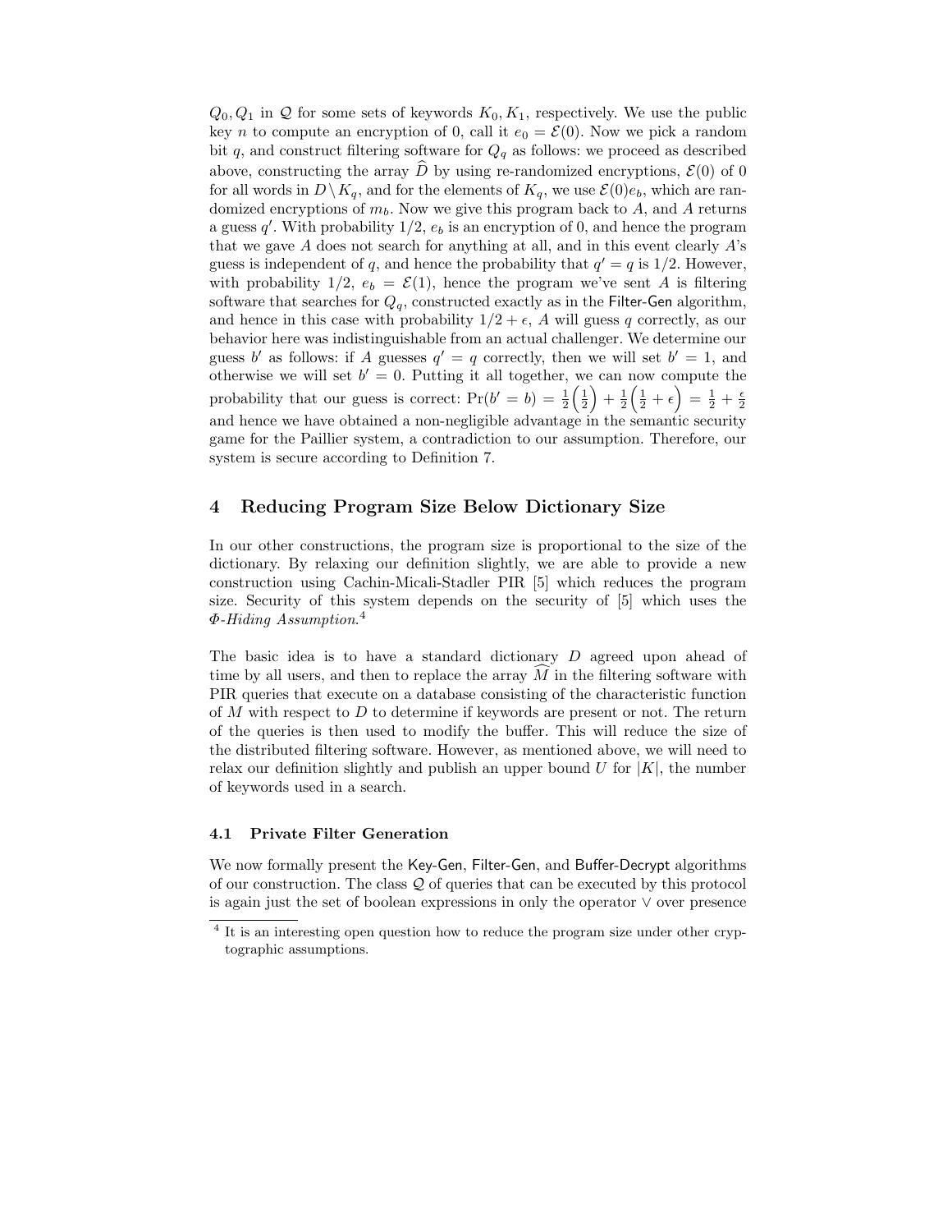$Q_0, Q_1$ in $\mathcal{Q}$ for some sets of keywords $K_0, K_1$, respectively. We use the public key $n$ to compute an encryption of 0, call it $e_0 = \mathcal{E}(0)$. Now we pick a random bit $q$, and construct filtering software for $Q_q$ as follows: we proceed as described above, constructing the array $\widehat{D}$ by using re-randomized encryptions, $\mathcal{E}(0)$ of 0 for all words in $D \setminus K_q$, and for the elements of $K_q$, we use $\mathcal{E}(0)e_b$, which are randomized encryptions of $m_b$. Now we give this program back to $A$, and $A$ returns a guess $q'$. With probability 1/2, $e_b$ is an encryption of 0, and hence the program that we gave $A$ does not search for anything at all, and in this event clearly $A$'s guess is independent of $q$, and hence the probability that $q' = q$ is 1/2. However, with probability 1/2, $e_b = \mathcal{E}(1)$, hence the program we've sent $A$ is filtering software that searches for $Q_q$, constructed exactly as in the Filter-Gen algorithm, and hence in this case with probability $1/2 + \epsilon$, $A$ will guess $q$ correctly, as our behavior here was indistinguishable from an actual challenger. We determine our guess $b'$ as follows: if $A$ guesses $q' = q$ correctly, then we will set $b' = 1$, and otherwise we will set $b' = 0$. Putting it all together, we can now compute the probability that our guess is correct: $\Pr(b' = b) = \frac{1}{2}\left(\frac{1}{2}\right) + \frac{1}{2}\left(\frac{1}{2} + \epsilon\right) = \frac{1}{2} + \frac{\epsilon}{2}$ and hence we have obtained a non-negligible advantage in the semantic security game for the Paillier system, a contradiction to our assumption. Therefore, our system is secure according to Definition 7.

## 4 Reducing Program Size Below Dictionary Size

In our other constructions, the program size is proportional to the size of the dictionary. By relaxing our definition slightly, we are able to provide a new construction using Cachin-Micali-Stadler PIR [5] which reduces the program size. Security of this system depends on the security of [5] which uses the *Φ-Hiding Assumption*.[4]

The basic idea is to have a standard dictionary $D$ agreed upon ahead of time by all users, and then to replace the array $\widehat{M}$ in the filtering software with PIR queries that execute on a database consisting of the characteristic function of $M$ with respect to $D$ to determine if keywords are present or not. The return of the queries is then used to modify the buffer. This will reduce the size of the distributed filtering software. However, as mentioned above, we will need to relax our definition slightly and publish an upper bound $U$ for $|K|$, the number of keywords used in a search.

### 4.1 Private Filter Generation

We now formally present the Key-Gen, Filter-Gen, and Buffer-Decrypt algorithms of our construction. The class $\mathcal{Q}$ of queries that can be executed by this protocol is again just the set of boolean expressions in only the operator $\vee$ over presence

[4] It is an interesting open question how to reduce the program size under other cryptographic assumptions.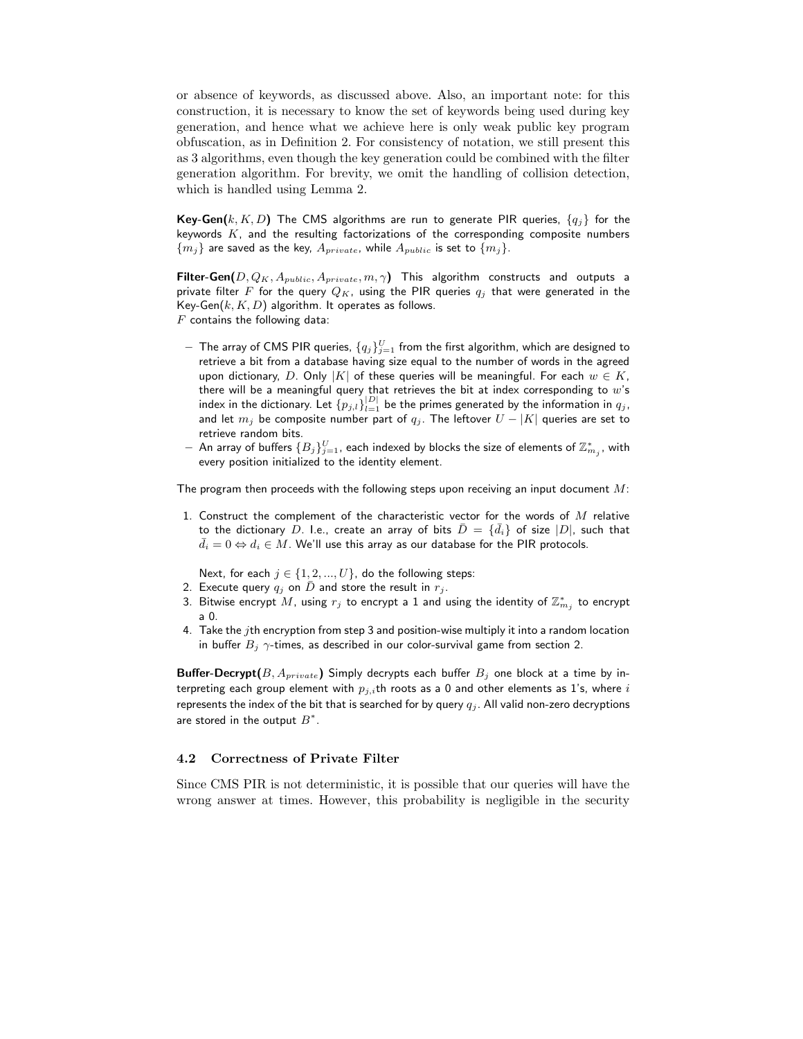or absence of keywords, as discussed above. Also, an important note: for this construction, it is necessary to know the set of keywords being used during key generation, and hence what we achieve here is only weak public key program obfuscation, as in Definition 2. For consistency of notation, we still present this as 3 algorithms, even though the key generation could be combined with the filter generation algorithm. For brevity, we omit the handling of collision detection, which is handled using Lemma 2.

**Key-Gen($k, K, D$)** The CMS algorithms are run to generate PIR queries, $\{q_j\}$ for the keywords $K$, and the resulting factorizations of the corresponding composite numbers $\{m_j\}$ are saved as the key, $A_{private}$, while $A_{public}$ is set to $\{m_j\}$.

**Filter-Gen($D, Q_K, A_{public}, A_{private}, m, \gamma$)** This algorithm constructs and outputs a private filter $F$ for the query $Q_K$, using the PIR queries $q_j$ that were generated in the Key-Gen($k, K, D$) algorithm. It operates as follows.
$F$ contains the following data:

- The array of CMS PIR queries, $\{q_j\}_{j=1}^{U}$ from the first algorithm, which are designed to retrieve a bit from a database having size equal to the number of words in the agreed upon dictionary, $D$. Only $|K|$ of these queries will be meaningful. For each $w \in K$, there will be a meaningful query that retrieves the bit at index corresponding to $w$'s index in the dictionary. Let $\{p_{j,l}\}_{l=1}^{|D|}$ be the primes generated by the information in $q_j$, and let $m_j$ be composite number part of $q_j$. The leftover $U - |K|$ queries are set to retrieve random bits.
- An array of buffers $\{B_j\}_{j=1}^{U}$, each indexed by blocks the size of elements of $\mathbb{Z}_{m_j}^*$, with every position initialized to the identity element.

The program then proceeds with the following steps upon receiving an input document $M$:

1. Construct the complement of the characteristic vector for the words of $M$ relative to the dictionary $D$. I.e., create an array of bits $\bar{D} = \{\bar{d}_i\}$ of size $|D|$, such that $\bar{d}_i = 0 \Leftrightarrow d_i \in M$. We'll use this array as our database for the PIR protocols.

   Next, for each $j \in \{1, 2, ..., U\}$, do the following steps:
2. Execute query $q_j$ on $\bar{D}$ and store the result in $r_j$.
3. Bitwise encrypt $M$, using $r_j$ to encrypt a 1 and using the identity of $\mathbb{Z}_{m_j}^*$ to encrypt a 0.
4. Take the $j$th encryption from step 3 and position-wise multiply it into a random location in buffer $B_j$ $\gamma$-times, as described in our color-survival game from section 2.

**Buffer-Decrypt($B, A_{private}$)** Simply decrypts each buffer $B_j$ one block at a time by interpreting each group element with $p_{j,i}$th roots as a 0 and other elements as 1's, where $i$ represents the index of the bit that is searched for by query $q_j$. All valid non-zero decryptions are stored in the output $B^*$.

### 4.2 Correctness of Private Filter

Since CMS PIR is not deterministic, it is possible that our queries will have the wrong answer at times. However, this probability is negligible in the security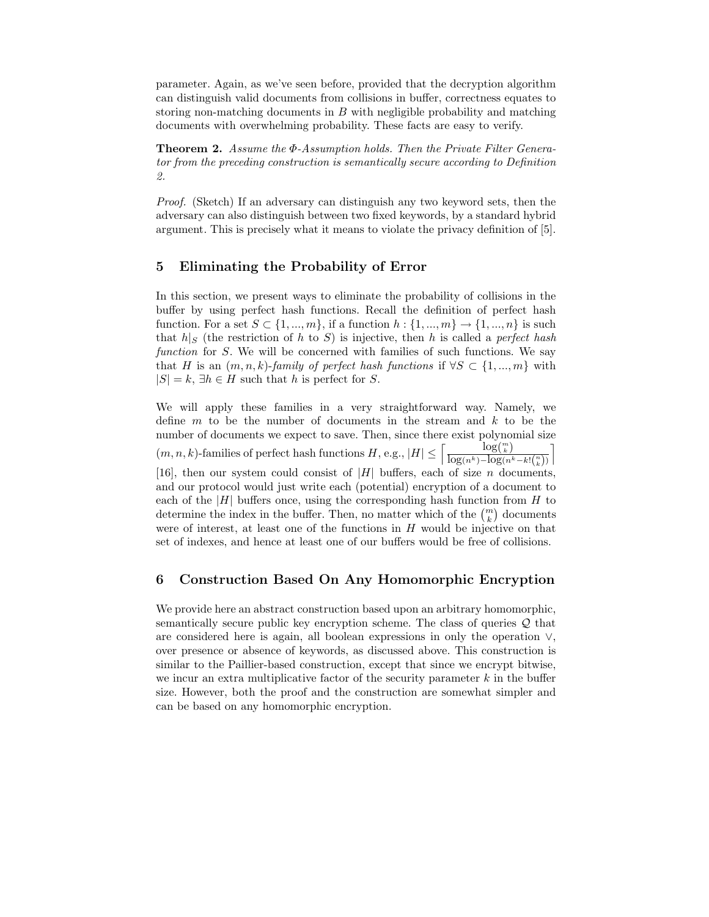parameter. Again, as we've seen before, provided that the decryption algorithm can distinguish valid documents from collisions in buffer, correctness equates to storing non-matching documents in $B$ with negligible probability and matching documents with overwhelming probability. These facts are easy to verify.

**Theorem 2.** *Assume the Φ-Assumption holds. Then the Private Filter Generator from the preceding construction is semantically secure according to Definition 2.*

*Proof.* (Sketch) If an adversary can distinguish any two keyword sets, then the adversary can also distinguish between two fixed keywords, by a standard hybrid argument. This is precisely what it means to violate the privacy definition of [5].

## 5 Eliminating the Probability of Error

In this section, we present ways to eliminate the probability of collisions in the buffer by using perfect hash functions. Recall the definition of perfect hash function. For a set $S \subset \{1, ..., m\}$, if a function $h : \{1, ..., m\} \rightarrow \{1, ..., n\}$ is such that $h|_S$ (the restriction of $h$ to $S$) is injective, then $h$ is called a *perfect hash function* for $S$. We will be concerned with families of such functions. We say that $H$ is an $(m, n, k)$*-family of perfect hash functions* if $\forall S \subset \{1, ..., m\}$ with $|S| = k$, $\exists h \in H$ such that $h$ is perfect for $S$.

We will apply these families in a very straightforward way. Namely, we define $m$ to be the number of documents in the stream and $k$ to be the number of documents we expect to save. Then, since there exist polynomial size $(m, n, k)$-families of perfect hash functions $H$, e.g., $|H| \leq \left\lceil \frac{\log\binom{m}{k}}{\log(n^k) - \log(n^k - k!\binom{n}{k})} \right\rceil$ [16], then our system could consist of $|H|$ buffers, each of size $n$ documents, and our protocol would just write each (potential) encryption of a document to each of the $|H|$ buffers once, using the corresponding hash function from $H$ to determine the index in the buffer. Then, no matter which of the $\binom{m}{k}$ documents were of interest, at least one of the functions in $H$ would be injective on that set of indexes, and hence at least one of our buffers would be free of collisions.

## 6 Construction Based On Any Homomorphic Encryption

We provide here an abstract construction based upon an arbitrary homomorphic, semantically secure public key encryption scheme. The class of queries $\mathcal{Q}$ that are considered here is again, all boolean expressions in only the operation $\vee$, over presence or absence of keywords, as discussed above. This construction is similar to the Paillier-based construction, except that since we encrypt bitwise, we incur an extra multiplicative factor of the security parameter $k$ in the buffer size. However, both the proof and the construction are somewhat simpler and can be based on any homomorphic encryption.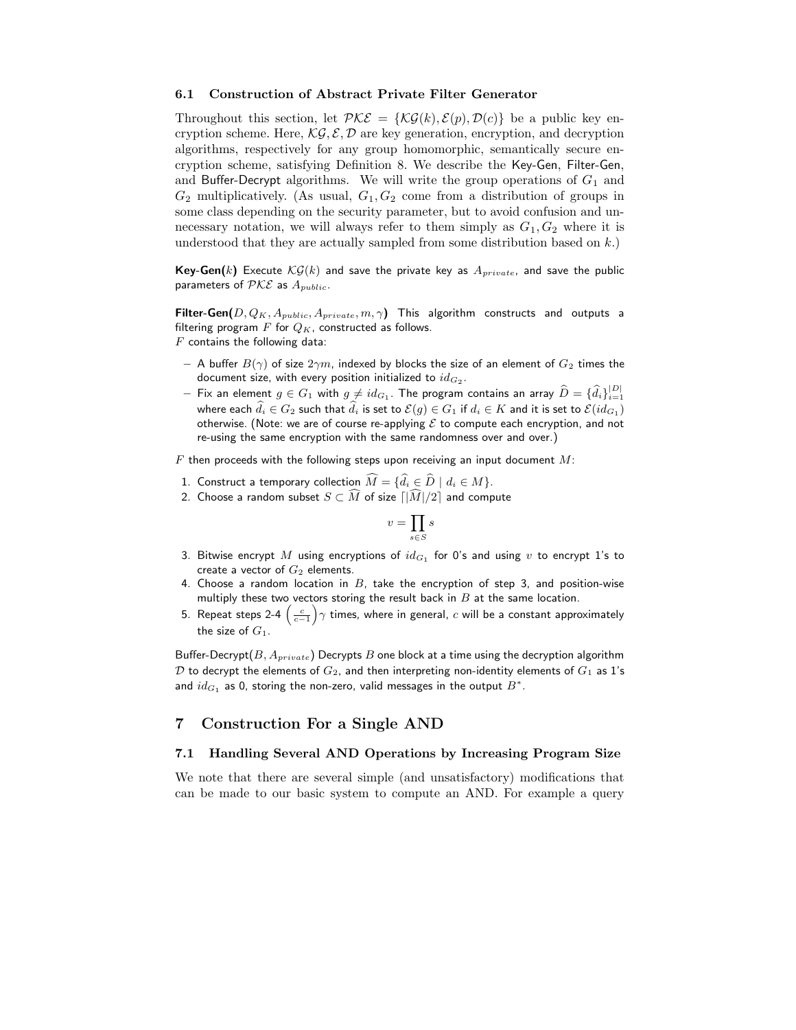### 6.1 Construction of Abstract Private Filter Generator

Throughout this section, let $\mathcal{PKE} = \{\mathcal{KG}(k), \mathcal{E}(p), \mathcal{D}(c)\}$ be a public key encryption scheme. Here, $\mathcal{KG}, \mathcal{E}, \mathcal{D}$ are key generation, encryption, and decryption algorithms, respectively for any group homomorphic, semantically secure encryption scheme, satisfying Definition 8. We describe the Key-Gen, Filter-Gen, and Buffer-Decrypt algorithms. We will write the group operations of $G_1$ and $G_2$ multiplicatively. (As usual, $G_1, G_2$ come from a distribution of groups in some class depending on the security parameter, but to avoid confusion and unnecessary notation, we will always refer to them simply as $G_1, G_2$ where it is understood that they are actually sampled from some distribution based on $k$.)

**Key-Gen($k$)** Execute $\mathcal{KG}(k)$ and save the private key as $A_{private}$, and save the public parameters of $\mathcal{PKE}$ as $A_{public}$.

**Filter-Gen($D, Q_K, A_{public}, A_{private}, m, \gamma$)** This algorithm constructs and outputs a filtering program $F$ for $Q_K$, constructed as follows.
$F$ contains the following data:

- A buffer $B(\gamma)$ of size $2\gamma m$, indexed by blocks the size of an element of $G_2$ times the document size, with every position initialized to $id_{G_2}$.
- Fix an element $g \in G_1$ with $g \neq id_{G_1}$. The program contains an array $\widehat{D} = \{\widehat{d}_i\}_{i=1}^{|D|}$ where each $\widehat{d}_i \in G_2$ such that $\widehat{d}_i$ is set to $\mathcal{E}(g) \in G_1$ if $d_i \in K$ and it is set to $\mathcal{E}(id_{G_1})$ otherwise. (Note: we are of course re-applying $\mathcal{E}$ to compute each encryption, and not re-using the same encryption with the same randomness over and over.)

$F$ then proceeds with the following steps upon receiving an input document $M$:

1. Construct a temporary collection $\widehat{M} = \{\widehat{d}_i \in \widehat{D} \mid d_i \in M\}$.
2. Choose a random subset $S \subset \widehat{M}$ of size $\lceil |\widehat{M}|/2 \rceil$ and compute
$$v = \prod_{s \in S} s$$
3. Bitwise encrypt $M$ using encryptions of $id_{G_1}$ for 0's and using $v$ to encrypt 1's to create a vector of $G_2$ elements.
4. Choose a random location in $B$, take the encryption of step 3, and position-wise multiply these two vectors storing the result back in $B$ at the same location.
5. Repeat steps 2-4 $\left(\frac{c}{c-1}\right)\gamma$ times, where in general, $c$ will be a constant approximately the size of $G_1$.

Buffer-Decrypt($B, A_{private}$) Decrypts $B$ one block at a time using the decryption algorithm $\mathcal{D}$ to decrypt the elements of $G_2$, and then interpreting non-identity elements of $G_1$ as 1's and $id_{G_1}$ as 0, storing the non-zero, valid messages in the output $B^*$.

## 7 Construction For a Single AND

### 7.1 Handling Several AND Operations by Increasing Program Size

We note that there are several simple (and unsatisfactory) modifications that can be made to our basic system to compute an AND. For example a query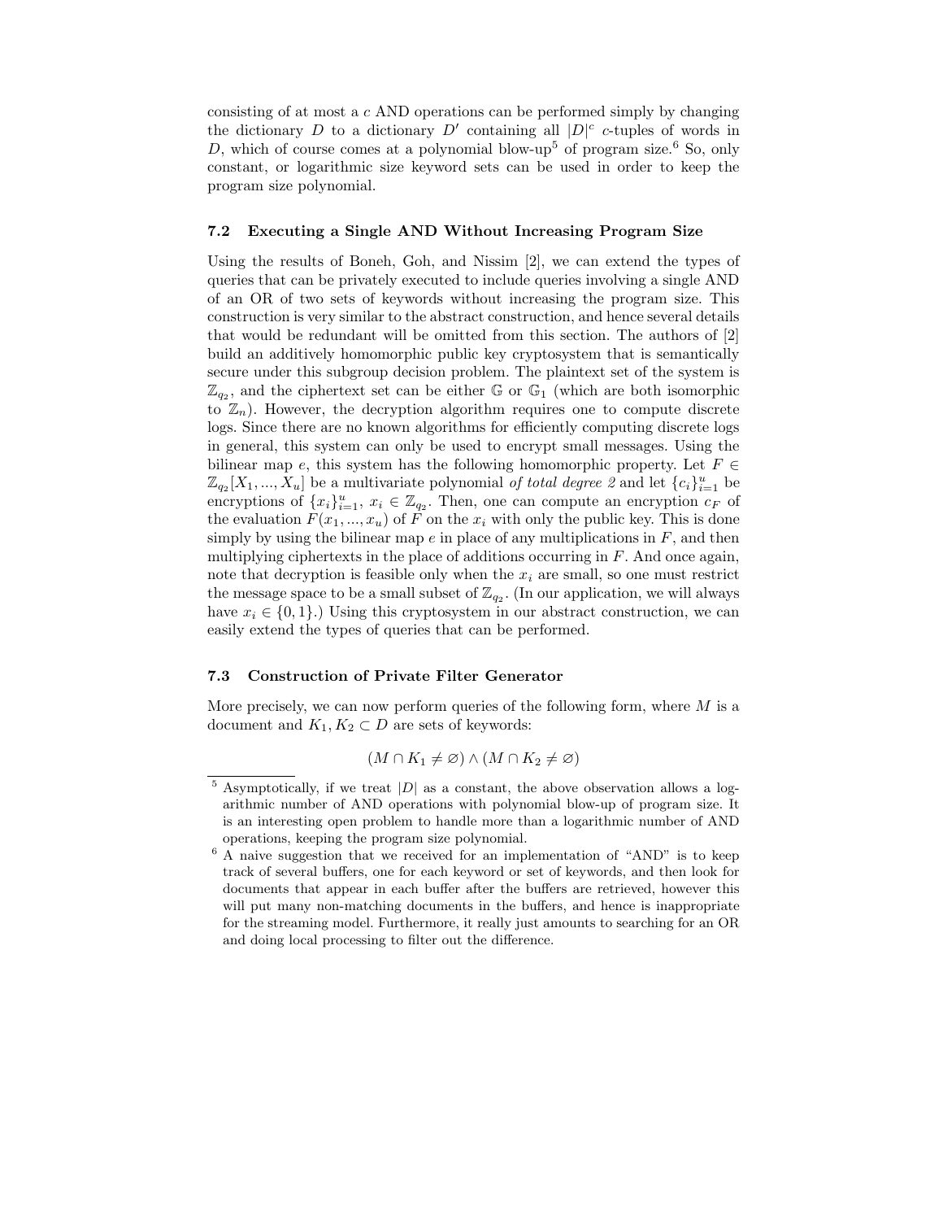consisting of at most a $c$ AND operations can be performed simply by changing the dictionary $D$ to a dictionary $D'$ containing all $|D|^c$ $c$-tuples of words in $D$, which of course comes at a polynomial blow-up[5] of program size.[6] So, only constant, or logarithmic size keyword sets can be used in order to keep the program size polynomial.

### 7.2 Executing a Single AND Without Increasing Program Size

Using the results of Boneh, Goh, and Nissim [2], we can extend the types of queries that can be privately executed to include queries involving a single AND of an OR of two sets of keywords without increasing the program size. This construction is very similar to the abstract construction, and hence several details that would be redundant will be omitted from this section. The authors of [2] build an additively homomorphic public key cryptosystem that is semantically secure under this subgroup decision problem. The plaintext set of the system is $\mathbb{Z}_{q_2}$, and the ciphertext set can be either $\mathbb{G}$ or $\mathbb{G}_1$ (which are both isomorphic to $\mathbb{Z}_n$). However, the decryption algorithm requires one to compute discrete logs. Since there are no known algorithms for efficiently computing discrete logs in general, this system can only be used to encrypt small messages. Using the bilinear map $e$, this system has the following homomorphic property. Let $F \in \mathbb{Z}_{q_2}[X_1, ..., X_u]$ be a multivariate polynomial *of total degree 2* and let $\{c_i\}_{i=1}^u$ be encryptions of $\{x_i\}_{i=1}^u$, $x_i \in \mathbb{Z}_{q_2}$. Then, one can compute an encryption $c_F$ of the evaluation $F(x_1, ..., x_u)$ of $F$ on the $x_i$ with only the public key. This is done simply by using the bilinear map $e$ in place of any multiplications in $F$, and then multiplying ciphertexts in the place of additions occurring in $F$. And once again, note that decryption is feasible only when the $x_i$ are small, so one must restrict the message space to be a small subset of $\mathbb{Z}_{q_2}$. (In our application, we will always have $x_i \in \{0, 1\}$.) Using this cryptosystem in our abstract construction, we can easily extend the types of queries that can be performed.

### 7.3 Construction of Private Filter Generator

More precisely, we can now perform queries of the following form, where $M$ is a document and $K_1, K_2 \subset D$ are sets of keywords:

$$(M \cap K_1 \neq \varnothing) \wedge (M \cap K_2 \neq \varnothing)$$

[5] Asymptotically, if we treat $|D|$ as a constant, the above observation allows a logarithmic number of AND operations with polynomial blow-up of program size. It is an interesting open problem to handle more than a logarithmic number of AND operations, keeping the program size polynomial.

[6] A naive suggestion that we received for an implementation of "AND" is to keep track of several buffers, one for each keyword or set of keywords, and then look for documents that appear in each buffer after the buffers are retrieved, however this will put many non-matching documents in the buffers, and hence is inappropriate for the streaming model. Furthermore, it really just amounts to searching for an OR and doing local processing to filter out the difference.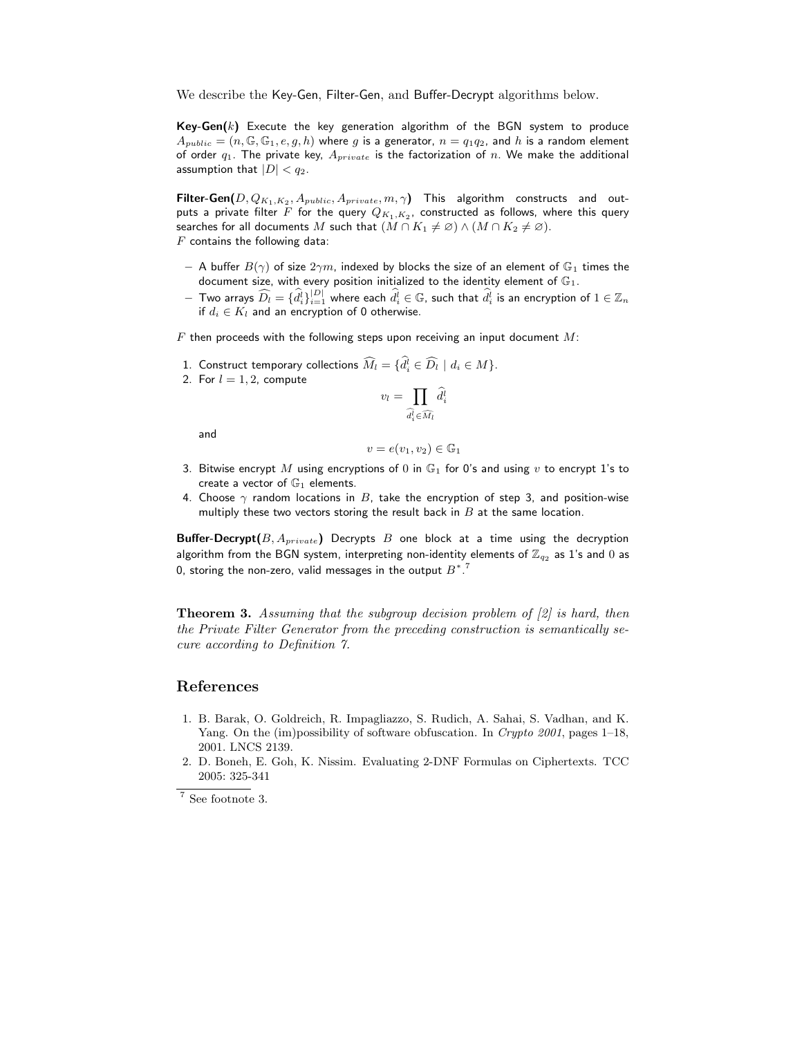We describe the Key-Gen, Filter-Gen, and Buffer-Decrypt algorithms below.

**Key-Gen($k$)** Execute the key generation algorithm of the BGN system to produce $A_{public} = (n, \mathbb{G}, \mathbb{G}_1, e, g, h)$ where $g$ is a generator, $n = q_1 q_2$, and $h$ is a random element of order $q_1$. The private key, $A_{private}$ is the factorization of $n$. We make the additional assumption that $|D| < q_2$.

**Filter-Gen($D, Q_{K_1,K_2}, A_{public}, A_{private}, m, \gamma$)** This algorithm constructs and outputs a private filter $F$ for the query $Q_{K_1,K_2}$, constructed as follows, where this query searches for all documents $M$ such that $(M \cap K_1 \neq \varnothing) \wedge (M \cap K_2 \neq \varnothing)$.
$F$ contains the following data:

- A buffer $B(\gamma)$ of size $2\gamma m$, indexed by blocks the size of an element of $\mathbb{G}_1$ times the document size, with every position initialized to the identity element of $\mathbb{G}_1$.
- Two arrays $\widehat{D_l} = \{\widehat{d^l_i}\}_{i=1}^{|D|}$ where each $\widehat{d^l_i} \in \mathbb{G}$, such that $\widehat{d^l_i}$ is an encryption of $1 \in \mathbb{Z}_n$ if $d_i \in K_l$ and an encryption of 0 otherwise.

$F$ then proceeds with the following steps upon receiving an input document $M$:

1. Construct temporary collections $\widehat{M_l} = \{\widehat{d^l_i} \in \widehat{D_l} \mid d_i \in M\}$.
2. For $l = 1, 2$, compute
$$v_l = \prod_{\widehat{d^l_i} \in \widehat{M_l}} \widehat{d^l_i}$$
and
$$v = e(v_1, v_2) \in \mathbb{G}_1$$
3. Bitwise encrypt $M$ using encryptions of $0$ in $\mathbb{G}_1$ for 0's and using $v$ to encrypt 1's to create a vector of $\mathbb{G}_1$ elements.
4. Choose $\gamma$ random locations in $B$, take the encryption of step 3, and position-wise multiply these two vectors storing the result back in $B$ at the same location.

**Buffer-Decrypt($B, A_{private}$)** Decrypts $B$ one block at a time using the decryption algorithm from the BGN system, interpreting non-identity elements of $\mathbb{Z}_{q_2}$ as 1's and 0 as 0, storing the non-zero, valid messages in the output $B^*$.[7]

**Theorem 3.** *Assuming that the subgroup decision problem of [2] is hard, then the Private Filter Generator from the preceding construction is semantically secure according to Definition 7.*

## References

1. B. Barak, O. Goldreich, R. Impagliazzo, S. Rudich, A. Sahai, S. Vadhan, and K. Yang. On the (im)possibility of software obfuscation. In *Crypto 2001*, pages 1–18, 2001. LNCS 2139.
2. D. Boneh, E. Goh, K. Nissim. Evaluating 2-DNF Formulas on Ciphertexts. TCC 2005: 325-341

---

[7] See footnote 3.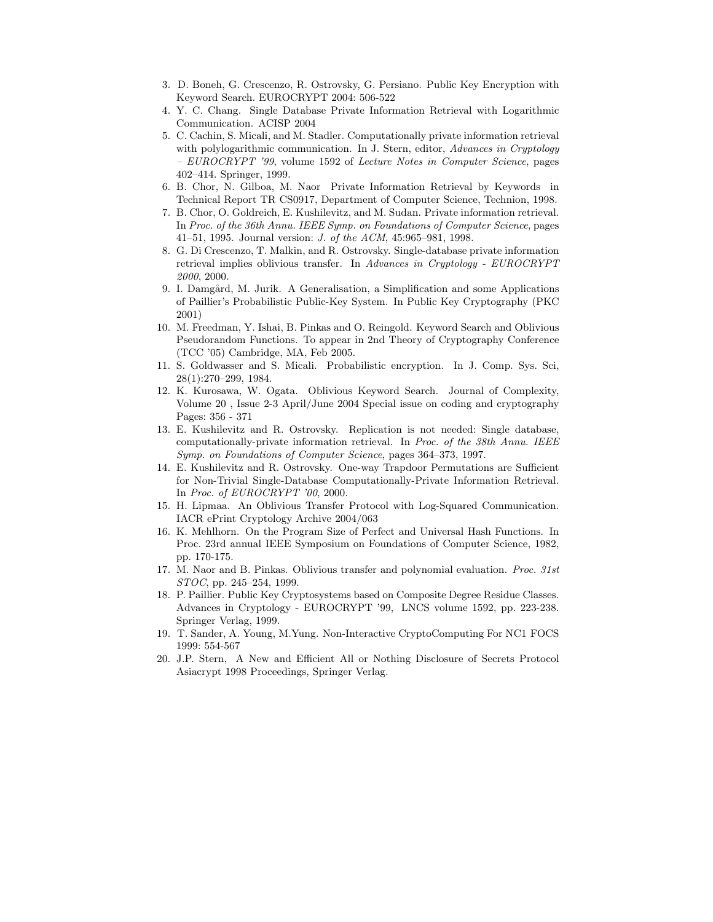3. D. Boneh, G. Crescenzo, R. Ostrovsky, G. Persiano. Public Key Encryption with Keyword Search. EUROCRYPT 2004: 506-522
4. Y. C. Chang. Single Database Private Information Retrieval with Logarithmic Communication. ACISP 2004
5. C. Cachin, S. Micali, and M. Stadler. Computationally private information retrieval with polylogarithmic communication. In J. Stern, editor, *Advances in Cryptology – EUROCRYPT '99*, volume 1592 of *Lecture Notes in Computer Science*, pages 402–414. Springer, 1999.
6. B. Chor, N. Gilboa, M. Naor Private Information Retrieval by Keywords in Technical Report TR CS0917, Department of Computer Science, Technion, 1998.
7. B. Chor, O. Goldreich, E. Kushilevitz, and M. Sudan. Private information retrieval. In *Proc. of the 36th Annu. IEEE Symp. on Foundations of Computer Science*, pages 41–51, 1995. Journal version: *J. of the ACM*, 45:965–981, 1998.
8. G. Di Crescenzo, T. Malkin, and R. Ostrovsky. Single-database private information retrieval implies oblivious transfer. In *Advances in Cryptology - EUROCRYPT 2000*, 2000.
9. I. Damgård, M. Jurik. A Generalisation, a Simplification and some Applications of Paillier's Probabilistic Public-Key System. In Public Key Cryptography (PKC 2001)
10. M. Freedman, Y. Ishai, B. Pinkas and O. Reingold. Keyword Search and Oblivious Pseudorandom Functions. To appear in 2nd Theory of Cryptography Conference (TCC '05) Cambridge, MA, Feb 2005.
11. S. Goldwasser and S. Micali. Probabilistic encryption. In J. Comp. Sys. Sci, 28(1):270–299, 1984.
12. K. Kurosawa, W. Ogata. Oblivious Keyword Search. Journal of Complexity, Volume 20 , Issue 2-3 April/June 2004 Special issue on coding and cryptography Pages: 356 - 371
13. E. Kushilevitz and R. Ostrovsky. Replication is not needed: Single database, computationally-private information retrieval. In *Proc. of the 38th Annu. IEEE Symp. on Foundations of Computer Science*, pages 364–373, 1997.
14. E. Kushilevitz and R. Ostrovsky. One-way Trapdoor Permutations are Sufficient for Non-Trivial Single-Database Computationally-Private Information Retrieval. In *Proc. of EUROCRYPT '00*, 2000.
15. H. Lipmaa. An Oblivious Transfer Protocol with Log-Squared Communication. IACR ePrint Cryptology Archive 2004/063
16. K. Mehlhorn. On the Program Size of Perfect and Universal Hash Functions. In Proc. 23rd annual IEEE Symposium on Foundations of Computer Science, 1982, pp. 170-175.
17. M. Naor and B. Pinkas. Oblivious transfer and polynomial evaluation. *Proc. 31st STOC*, pp. 245–254, 1999.
18. P. Paillier. Public Key Cryptosystems based on Composite Degree Residue Classes. Advances in Cryptology - EUROCRYPT '99, LNCS volume 1592, pp. 223-238. Springer Verlag, 1999.
19. T. Sander, A. Young, M.Yung. Non-Interactive CryptoComputing For NC1 FOCS 1999: 554-567
20. J.P. Stern, A New and Efficient All or Nothing Disclosure of Secrets Protocol Asiacrypt 1998 Proceedings, Springer Verlag.